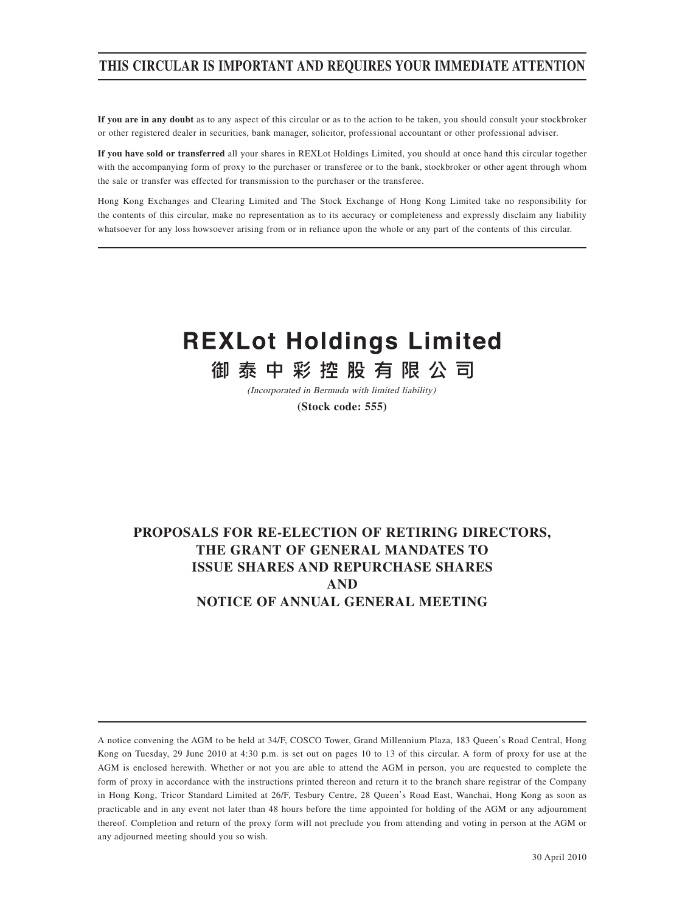**THIS CIRCULAR IS IMPORTANT AND REQUIRES YOUR IMMEDIATE ATTENTION**

**If you are in any doubt** as to any aspect of this circular or as to the action to be taken, you should consult your stockbroker or other registered dealer in securities, bank manager, solicitor, professional accountant or other professional adviser.

**If you have sold or transferred** all your shares in REXLot Holdings Limited, you should at once hand this circular together with the accompanying form of proxy to the purchaser or transferee or to the bank, stockbroker or other agent through whom the sale or transfer was effected for transmission to the purchaser or the transferee.

Hong Kong Exchanges and Clearing Limited and The Stock Exchange of Hong Kong Limited take no responsibility for the contents of this circular, make no representation as to its accuracy or completeness and expressly disclaim any liability whatsoever for any loss howsoever arising from or in reliance upon the whole or any part of the contents of this circular.

# REXLot Holdings Limited

# 御泰中彩控股有限公司

*(Incorporated in Bermuda with limited liability)*

**(Stock code: 555)**

## PROPOSALS FOR RE-ELECTION OF RETIRING DIRECTORS, THE GRANT OF GENERAL MANDATES TO ISSUE SHARES AND REPURCHASE SHARES AND NOTICE OF ANNUAL GENERAL MEETING

A notice convening the AGM to be held at 34/F, COSCO Tower, Grand Millennium Plaza, 183 Queen's Road Central, Hong Kong on Tuesday, 29 June 2010 at 4:30 p.m. is set out on pages 10 to 13 of this circular. A form of proxy for use at the AGM is enclosed herewith. Whether or not you are able to attend the AGM in person, you are requested to complete the form of proxy in accordance with the instructions printed thereon and return it to the branch share registrar of the Company in Hong Kong, Tricor Standard Limited at 26/F, Tesbury Centre, 28 Queen's Road East, Wanchai, Hong Kong as soon as practicable and in any event not later than 48 hours before the time appointed for holding of the AGM or any adjournment thereof. Completion and return of the proxy form will not preclude you from attending and voting in person at the AGM or any adjourned meeting should you so wish.

30 April 2010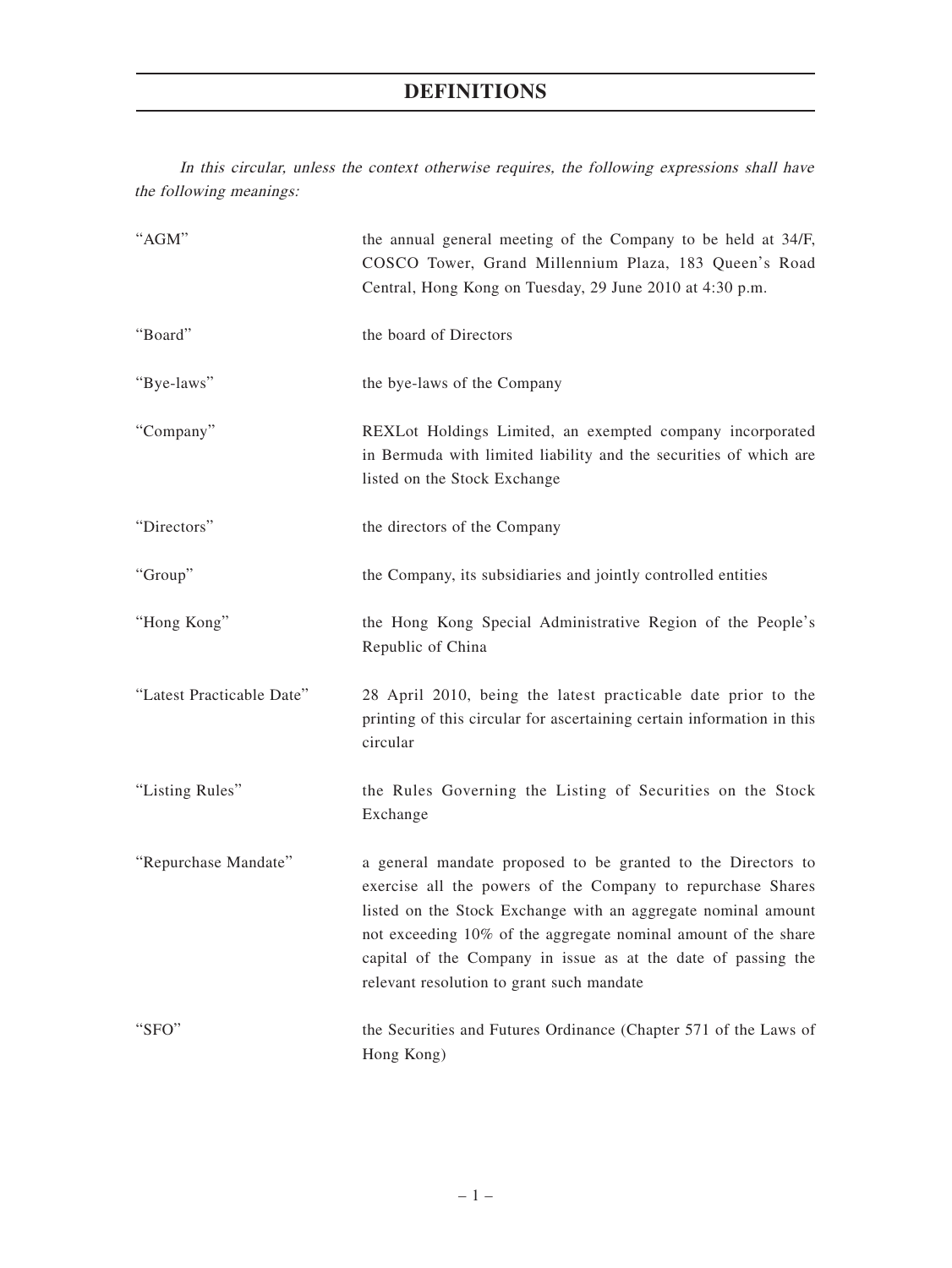# DEFINITIONS

*In this circular, unless the context otherwise requires, the following expressions shall have the following meanings:*

| | |
|---|---|
| "AGM" | the annual general meeting of the Company to be held at 34/F, COSCO Tower, Grand Millennium Plaza, 183 Queen's Road Central, Hong Kong on Tuesday, 29 June 2010 at 4:30 p.m. |
| "Board" | the board of Directors |
| "Bye-laws" | the bye-laws of the Company |
| "Company" | REXLot Holdings Limited, an exempted company incorporated in Bermuda with limited liability and the securities of which are listed on the Stock Exchange |
| "Directors" | the directors of the Company |
| "Group" | the Company, its subsidiaries and jointly controlled entities |
| "Hong Kong" | the Hong Kong Special Administrative Region of the People's Republic of China |
| "Latest Practicable Date" | 28 April 2010, being the latest practicable date prior to the printing of this circular for ascertaining certain information in this circular |
| "Listing Rules" | the Rules Governing the Listing of Securities on the Stock Exchange |
| "Repurchase Mandate" | a general mandate proposed to be granted to the Directors to exercise all the powers of the Company to repurchase Shares listed on the Stock Exchange with an aggregate nominal amount not exceeding 10% of the aggregate nominal amount of the share capital of the Company in issue as at the date of passing the relevant resolution to grant such mandate |
| "SFO" | the Securities and Futures Ordinance (Chapter 571 of the Laws of Hong Kong) |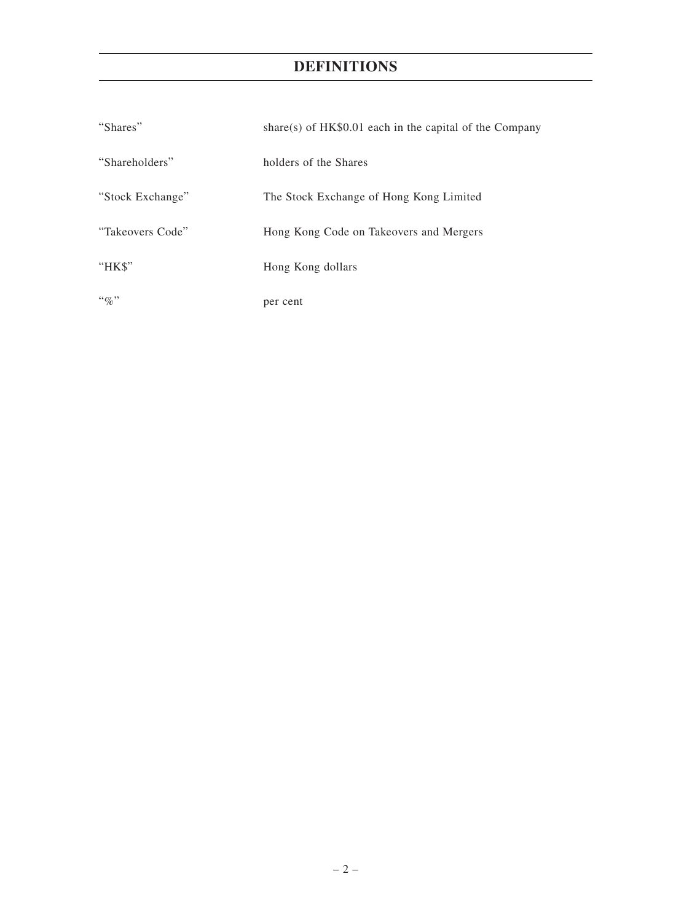# DEFINITIONS

| | |
|---|---|
| "Shares" | share(s) of HK$0.01 each in the capital of the Company |
| "Shareholders" | holders of the Shares |
| "Stock Exchange" | The Stock Exchange of Hong Kong Limited |
| "Takeovers Code" | Hong Kong Code on Takeovers and Mergers |
| "HK$" | Hong Kong dollars |
| "%" | per cent |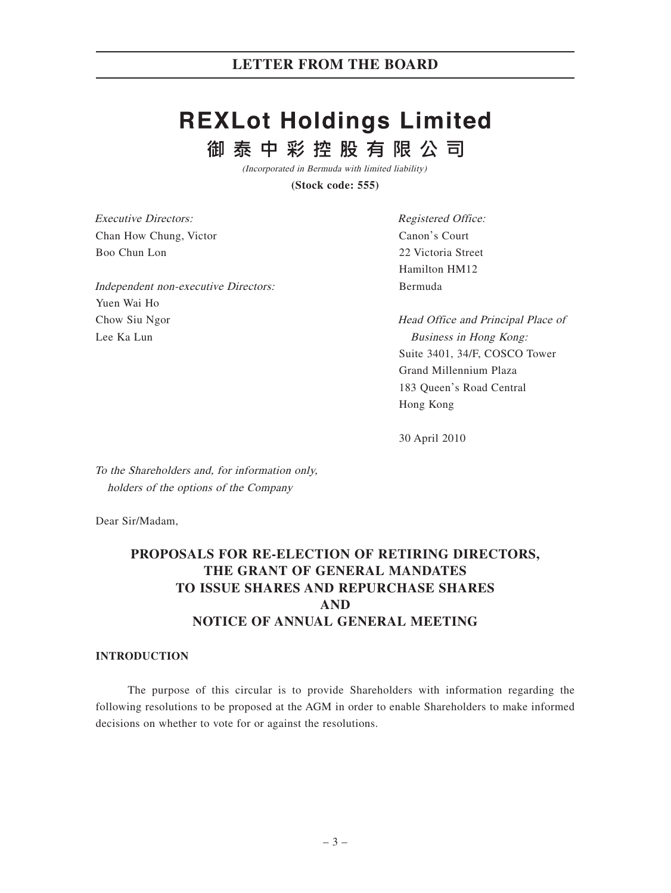# LETTER FROM THE BOARD

# REXLot Holdings Limited

# 御泰中彩控股有限公司

*(Incorporated in Bermuda with limited liability)*

**(Stock code: 555)**

*Executive Directors:*
Chan How Chung, Victor
Boo Chun Lon

*Independent non-executive Directors:*
Yuen Wai Ho
Chow Siu Ngor
Lee Ka Lun

*Registered Office:*
Canon's Court
22 Victoria Street
Hamilton HM12
Bermuda

*Head Office and Principal Place of Business in Hong Kong:*
Suite 3401, 34/F, COSCO Tower
Grand Millennium Plaza
183 Queen's Road Central
Hong Kong

30 April 2010

*To the Shareholders and, for information only, holders of the options of the Company*

Dear Sir/Madam,

## PROPOSALS FOR RE-ELECTION OF RETIRING DIRECTORS, THE GRANT OF GENERAL MANDATES TO ISSUE SHARES AND REPURCHASE SHARES AND NOTICE OF ANNUAL GENERAL MEETING

### INTRODUCTION

The purpose of this circular is to provide Shareholders with information regarding the following resolutions to be proposed at the AGM in order to enable Shareholders to make informed decisions on whether to vote for or against the resolutions.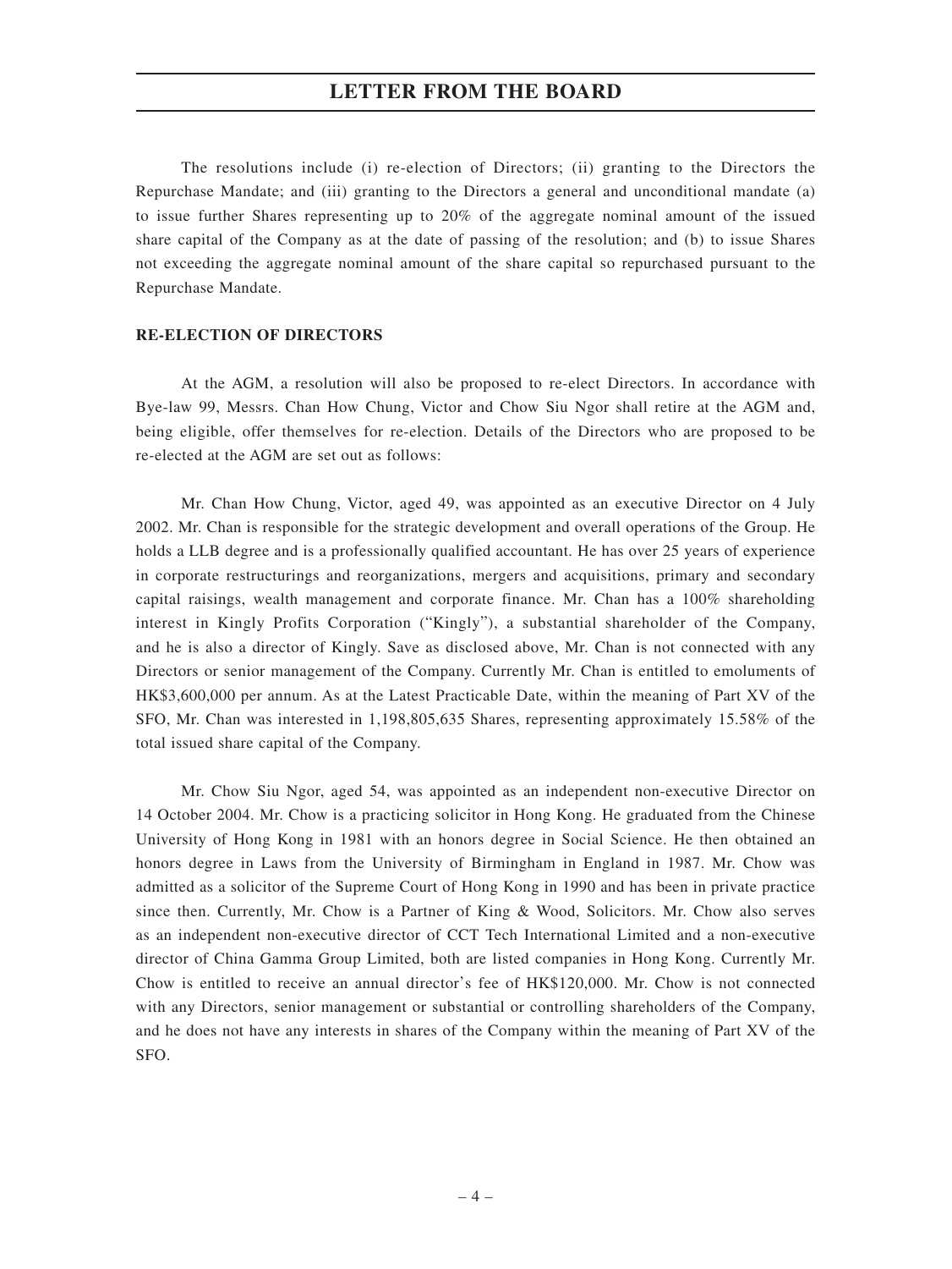The resolutions include (i) re-election of Directors; (ii) granting to the Directors the Repurchase Mandate; and (iii) granting to the Directors a general and unconditional mandate (a) to issue further Shares representing up to 20% of the aggregate nominal amount of the issued share capital of the Company as at the date of passing of the resolution; and (b) to issue Shares not exceeding the aggregate nominal amount of the share capital so repurchased pursuant to the Repurchase Mandate.

**RE-ELECTION OF DIRECTORS**

At the AGM, a resolution will also be proposed to re-elect Directors. In accordance with Bye-law 99, Messrs. Chan How Chung, Victor and Chow Siu Ngor shall retire at the AGM and, being eligible, offer themselves for re-election. Details of the Directors who are proposed to be re-elected at the AGM are set out as follows:

Mr. Chan How Chung, Victor, aged 49, was appointed as an executive Director on 4 July 2002. Mr. Chan is responsible for the strategic development and overall operations of the Group. He holds a LLB degree and is a professionally qualified accountant. He has over 25 years of experience in corporate restructurings and reorganizations, mergers and acquisitions, primary and secondary capital raisings, wealth management and corporate finance. Mr. Chan has a 100% shareholding interest in Kingly Profits Corporation ("Kingly"), a substantial shareholder of the Company, and he is also a director of Kingly. Save as disclosed above, Mr. Chan is not connected with any Directors or senior management of the Company. Currently Mr. Chan is entitled to emoluments of HK$3,600,000 per annum. As at the Latest Practicable Date, within the meaning of Part XV of the SFO, Mr. Chan was interested in 1,198,805,635 Shares, representing approximately 15.58% of the total issued share capital of the Company.

Mr. Chow Siu Ngor, aged 54, was appointed as an independent non-executive Director on 14 October 2004. Mr. Chow is a practicing solicitor in Hong Kong. He graduated from the Chinese University of Hong Kong in 1981 with an honors degree in Social Science. He then obtained an honors degree in Laws from the University of Birmingham in England in 1987. Mr. Chow was admitted as a solicitor of the Supreme Court of Hong Kong in 1990 and has been in private practice since then. Currently, Mr. Chow is a Partner of King & Wood, Solicitors. Mr. Chow also serves as an independent non-executive director of CCT Tech International Limited and a non-executive director of China Gamma Group Limited, both are listed companies in Hong Kong. Currently Mr. Chow is entitled to receive an annual director's fee of HK$120,000. Mr. Chow is not connected with any Directors, senior management or substantial or controlling shareholders of the Company, and he does not have any interests in shares of the Company within the meaning of Part XV of the SFO.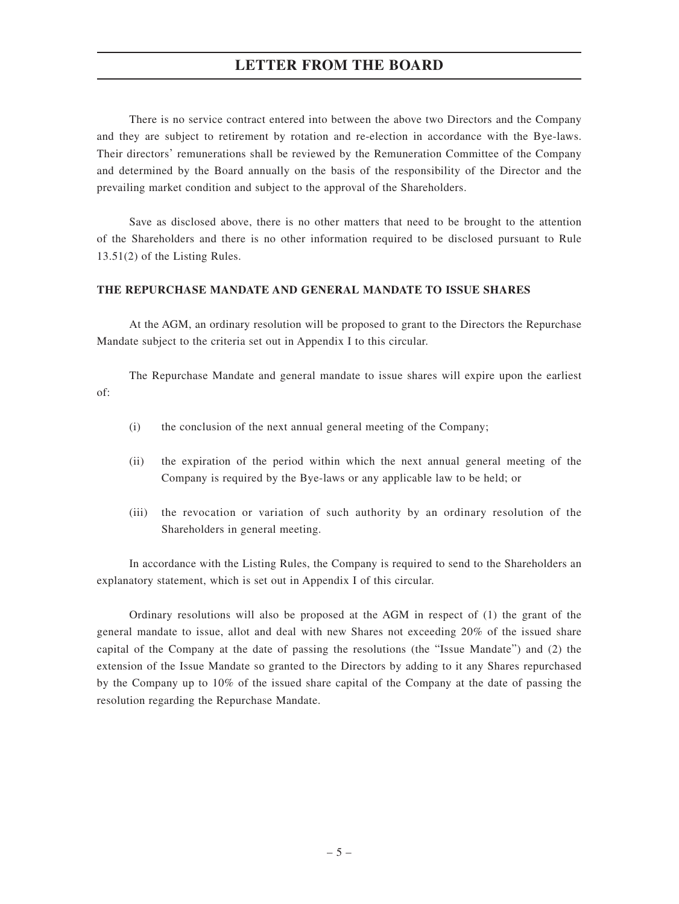There is no service contract entered into between the above two Directors and the Company and they are subject to retirement by rotation and re-election in accordance with the Bye-laws. Their directors' remunerations shall be reviewed by the Remuneration Committee of the Company and determined by the Board annually on the basis of the responsibility of the Director and the prevailing market condition and subject to the approval of the Shareholders.

Save as disclosed above, there is no other matters that need to be brought to the attention of the Shareholders and there is no other information required to be disclosed pursuant to Rule 13.51(2) of the Listing Rules.

**THE REPURCHASE MANDATE AND GENERAL MANDATE TO ISSUE SHARES**

At the AGM, an ordinary resolution will be proposed to grant to the Directors the Repurchase Mandate subject to the criteria set out in Appendix I to this circular.

The Repurchase Mandate and general mandate to issue shares will expire upon the earliest of:

(i) the conclusion of the next annual general meeting of the Company;

(ii) the expiration of the period within which the next annual general meeting of the Company is required by the Bye-laws or any applicable law to be held; or

(iii) the revocation or variation of such authority by an ordinary resolution of the Shareholders in general meeting.

In accordance with the Listing Rules, the Company is required to send to the Shareholders an explanatory statement, which is set out in Appendix I of this circular.

Ordinary resolutions will also be proposed at the AGM in respect of (1) the grant of the general mandate to issue, allot and deal with new Shares not exceeding 20% of the issued share capital of the Company at the date of passing the resolutions (the "Issue Mandate") and (2) the extension of the Issue Mandate so granted to the Directors by adding to it any Shares repurchased by the Company up to 10% of the issued share capital of the Company at the date of passing the resolution regarding the Repurchase Mandate.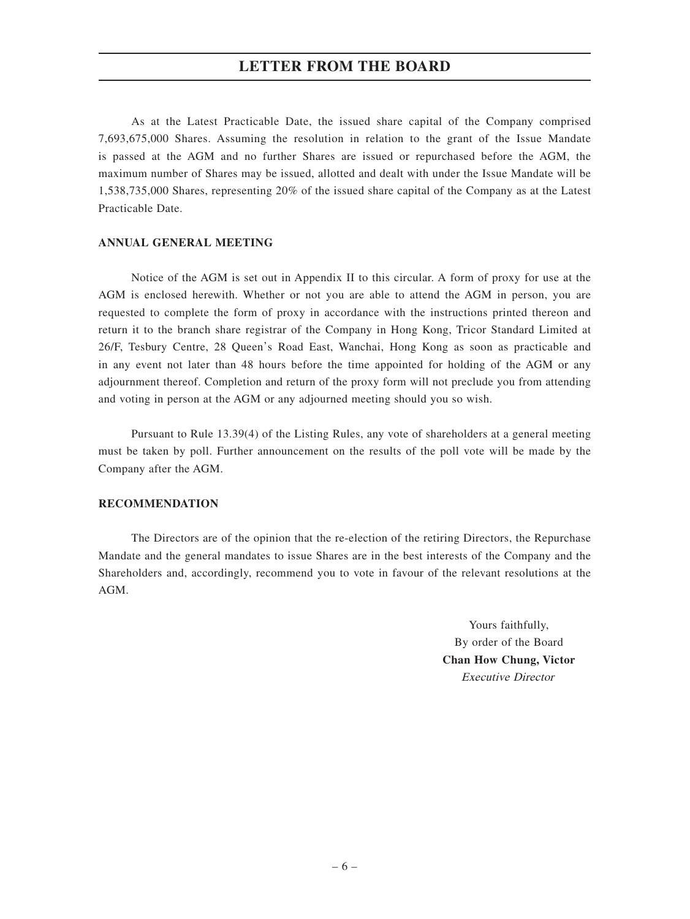# LETTER FROM THE BOARD

As at the Latest Practicable Date, the issued share capital of the Company comprised 7,693,675,000 Shares. Assuming the resolution in relation to the grant of the Issue Mandate is passed at the AGM and no further Shares are issued or repurchased before the AGM, the maximum number of Shares may be issued, allotted and dealt with under the Issue Mandate will be 1,538,735,000 Shares, representing 20% of the issued share capital of the Company as at the Latest Practicable Date.

**ANNUAL GENERAL MEETING**

Notice of the AGM is set out in Appendix II to this circular. A form of proxy for use at the AGM is enclosed herewith. Whether or not you are able to attend the AGM in person, you are requested to complete the form of proxy in accordance with the instructions printed thereon and return it to the branch share registrar of the Company in Hong Kong, Tricor Standard Limited at 26/F, Tesbury Centre, 28 Queen's Road East, Wanchai, Hong Kong as soon as practicable and in any event not later than 48 hours before the time appointed for holding of the AGM or any adjournment thereof. Completion and return of the proxy form will not preclude you from attending and voting in person at the AGM or any adjourned meeting should you so wish.

Pursuant to Rule 13.39(4) of the Listing Rules, any vote of shareholders at a general meeting must be taken by poll. Further announcement on the results of the poll vote will be made by the Company after the AGM.

**RECOMMENDATION**

The Directors are of the opinion that the re-election of the retiring Directors, the Repurchase Mandate and the general mandates to issue Shares are in the best interests of the Company and the Shareholders and, accordingly, recommend you to vote in favour of the relevant resolutions at the AGM.

Yours faithfully,
By order of the Board
**Chan How Chung, Victor**
*Executive Director*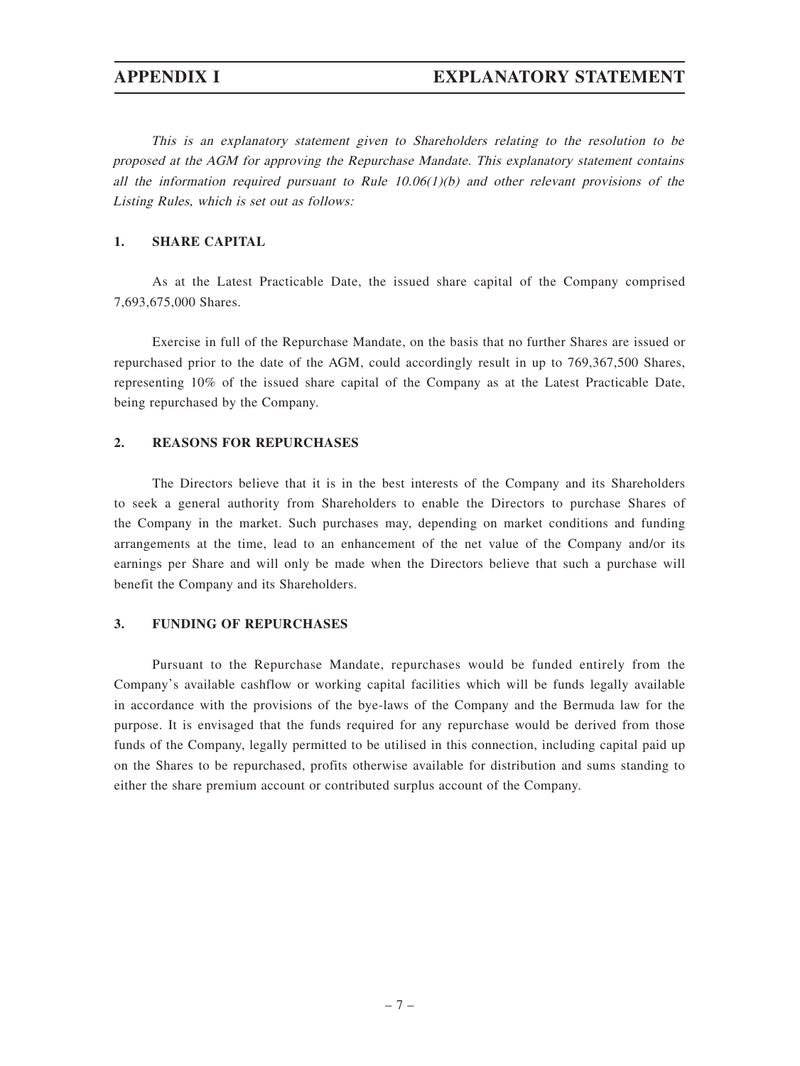# APPENDIX I EXPLANATORY STATEMENT

*This is an explanatory statement given to Shareholders relating to the resolution to be proposed at the AGM for approving the Repurchase Mandate. This explanatory statement contains all the information required pursuant to Rule 10.06(1)(b) and other relevant provisions of the Listing Rules, which is set out as follows:*

## 1. SHARE CAPITAL

As at the Latest Practicable Date, the issued share capital of the Company comprised 7,693,675,000 Shares.

Exercise in full of the Repurchase Mandate, on the basis that no further Shares are issued or repurchased prior to the date of the AGM, could accordingly result in up to 769,367,500 Shares, representing 10% of the issued share capital of the Company as at the Latest Practicable Date, being repurchased by the Company.

## 2. REASONS FOR REPURCHASES

The Directors believe that it is in the best interests of the Company and its Shareholders to seek a general authority from Shareholders to enable the Directors to purchase Shares of the Company in the market. Such purchases may, depending on market conditions and funding arrangements at the time, lead to an enhancement of the net value of the Company and/or its earnings per Share and will only be made when the Directors believe that such a purchase will benefit the Company and its Shareholders.

## 3. FUNDING OF REPURCHASES

Pursuant to the Repurchase Mandate, repurchases would be funded entirely from the Company's available cashflow or working capital facilities which will be funds legally available in accordance with the provisions of the bye-laws of the Company and the Bermuda law for the purpose. It is envisaged that the funds required for any repurchase would be derived from those funds of the Company, legally permitted to be utilised in this connection, including capital paid up on the Shares to be repurchased, profits otherwise available for distribution and sums standing to either the share premium account or contributed surplus account of the Company.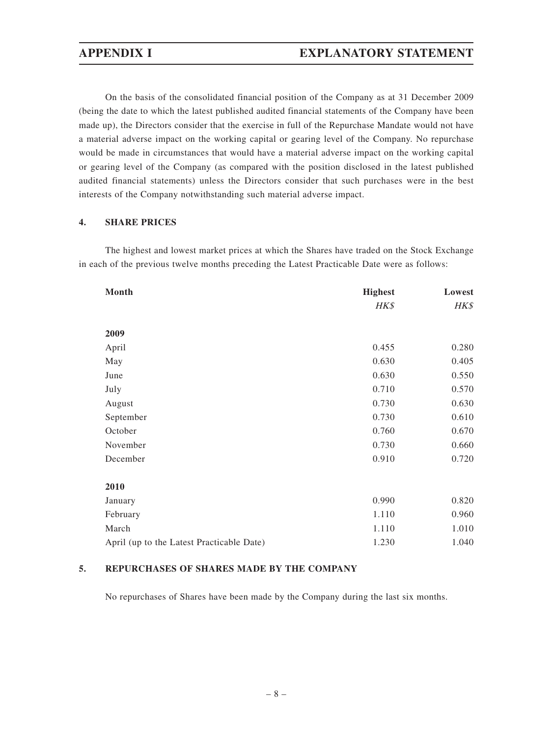On the basis of the consolidated financial position of the Company as at 31 December 2009 (being the date to which the latest published audited financial statements of the Company have been made up), the Directors consider that the exercise in full of the Repurchase Mandate would not have a material adverse impact on the working capital or gearing level of the Company. No repurchase would be made in circumstances that would have a material adverse impact on the working capital or gearing level of the Company (as compared with the position disclosed in the latest published audited financial statements) unless the Directors consider that such purchases were in the best interests of the Company notwithstanding such material adverse impact.

## 4. SHARE PRICES

The highest and lowest market prices at which the Shares have traded on the Stock Exchange in each of the previous twelve months preceding the Latest Practicable Date were as follows:

| Month | Highest | Lowest |
|---|---|---|
| | *HK$* | *HK$* |
| **2009** | | |
| April | 0.455 | 0.280 |
| May | 0.630 | 0.405 |
| June | 0.630 | 0.550 |
| July | 0.710 | 0.570 |
| August | 0.730 | 0.630 |
| September | 0.730 | 0.610 |
| October | 0.760 | 0.670 |
| November | 0.730 | 0.660 |
| December | 0.910 | 0.720 |
| **2010** | | |
| January | 0.990 | 0.820 |
| February | 1.110 | 0.960 |
| March | 1.110 | 1.010 |
| April (up to the Latest Practicable Date) | 1.230 | 1.040 |

## 5. REPURCHASES OF SHARES MADE BY THE COMPANY

No repurchases of Shares have been made by the Company during the last six months.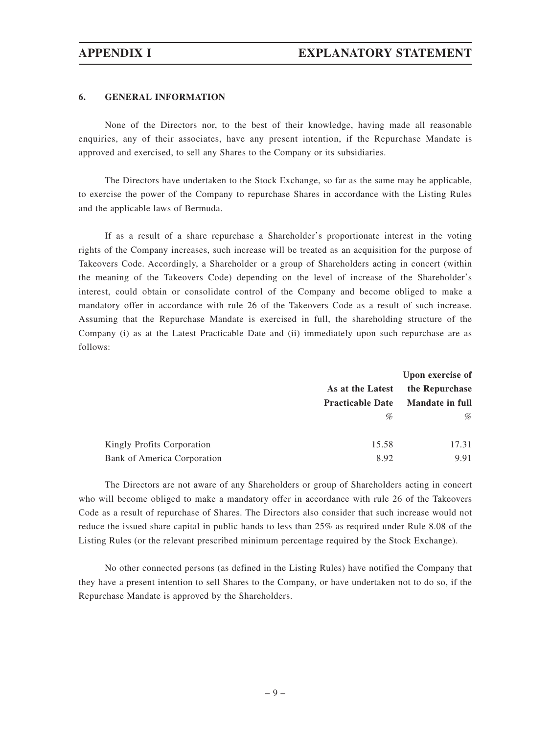### 6. GENERAL INFORMATION

None of the Directors nor, to the best of their knowledge, having made all reasonable enquiries, any of their associates, have any present intention, if the Repurchase Mandate is approved and exercised, to sell any Shares to the Company or its subsidiaries.

The Directors have undertaken to the Stock Exchange, so far as the same may be applicable, to exercise the power of the Company to repurchase Shares in accordance with the Listing Rules and the applicable laws of Bermuda.

If as a result of a share repurchase a Shareholder's proportionate interest in the voting rights of the Company increases, such increase will be treated as an acquisition for the purpose of Takeovers Code. Accordingly, a Shareholder or a group of Shareholders acting in concert (within the meaning of the Takeovers Code) depending on the level of increase of the Shareholder's interest, could obtain or consolidate control of the Company and become obliged to make a mandatory offer in accordance with rule 26 of the Takeovers Code as a result of such increase. Assuming that the Repurchase Mandate is exercised in full, the shareholding structure of the Company (i) as at the Latest Practicable Date and (ii) immediately upon such repurchase are as follows:

| | As at the Latest Practicable Date | Upon exercise of the Repurchase Mandate in full |
|---|---|---|
| | % | % |
| Kingly Profits Corporation | 15.58 | 17.31 |
| Bank of America Corporation | 8.92 | 9.91 |

The Directors are not aware of any Shareholders or group of Shareholders acting in concert who will become obliged to make a mandatory offer in accordance with rule 26 of the Takeovers Code as a result of repurchase of Shares. The Directors also consider that such increase would not reduce the issued share capital in public hands to less than 25% as required under Rule 8.08 of the Listing Rules (or the relevant prescribed minimum percentage required by the Stock Exchange).

No other connected persons (as defined in the Listing Rules) have notified the Company that they have a present intention to sell Shares to the Company, or have undertaken not to do so, if the Repurchase Mandate is approved by the Shareholders.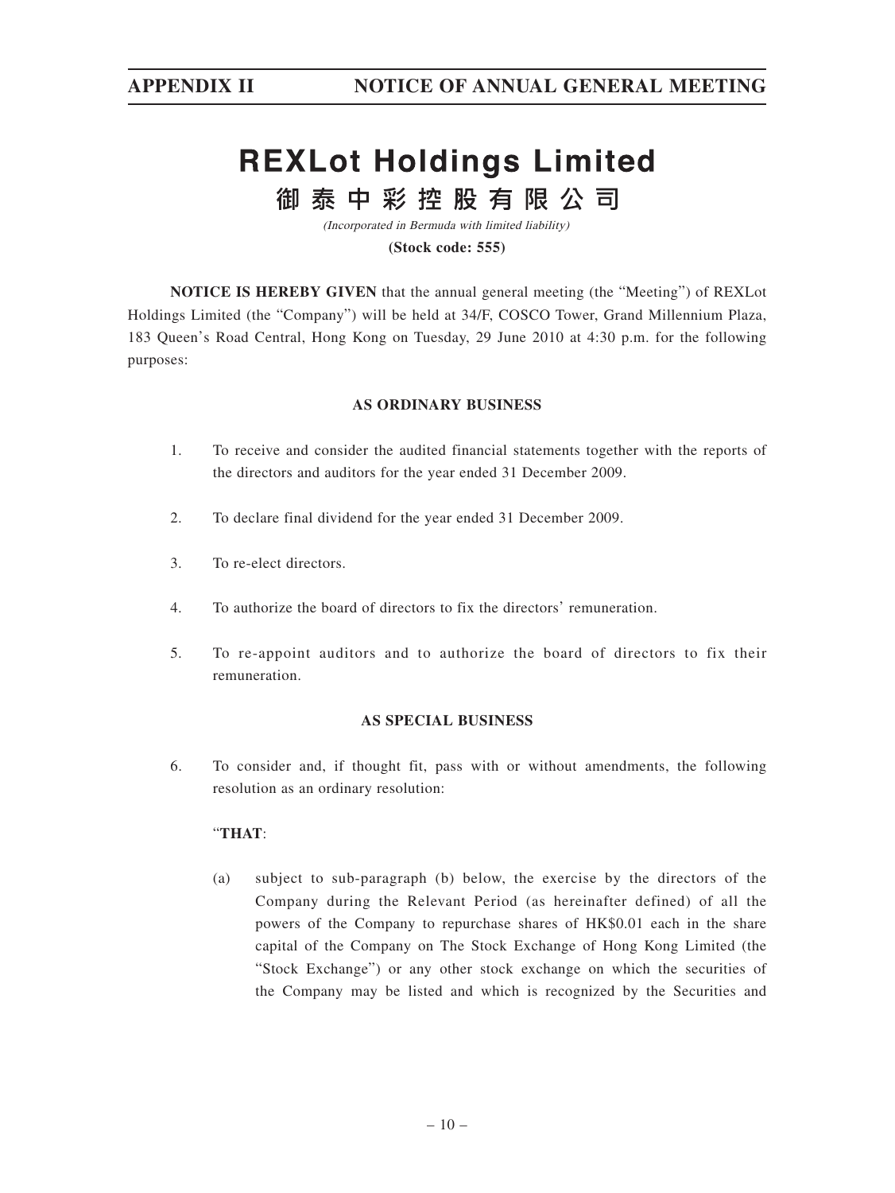# REXLot Holdings Limited

# 御泰中彩控股有限公司

*(Incorporated in Bermuda with limited liability)*

**(Stock code: 555)**

**NOTICE IS HEREBY GIVEN** that the annual general meeting (the "Meeting") of REXLot Holdings Limited (the "Company") will be held at 34/F, COSCO Tower, Grand Millennium Plaza, 183 Queen's Road Central, Hong Kong on Tuesday, 29 June 2010 at 4:30 p.m. for the following purposes:

**AS ORDINARY BUSINESS**

1. To receive and consider the audited financial statements together with the reports of the directors and auditors for the year ended 31 December 2009.

2. To declare final dividend for the year ended 31 December 2009.

3. To re-elect directors.

4. To authorize the board of directors to fix the directors' remuneration.

5. To re-appoint auditors and to authorize the board of directors to fix their remuneration.

**AS SPECIAL BUSINESS**

6. To consider and, if thought fit, pass with or without amendments, the following resolution as an ordinary resolution:

   "**THAT**:

   (a) subject to sub-paragraph (b) below, the exercise by the directors of the Company during the Relevant Period (as hereinafter defined) of all the powers of the Company to repurchase shares of HK$0.01 each in the share capital of the Company on The Stock Exchange of Hong Kong Limited (the "Stock Exchange") or any other stock exchange on which the securities of the Company may be listed and which is recognized by the Securities and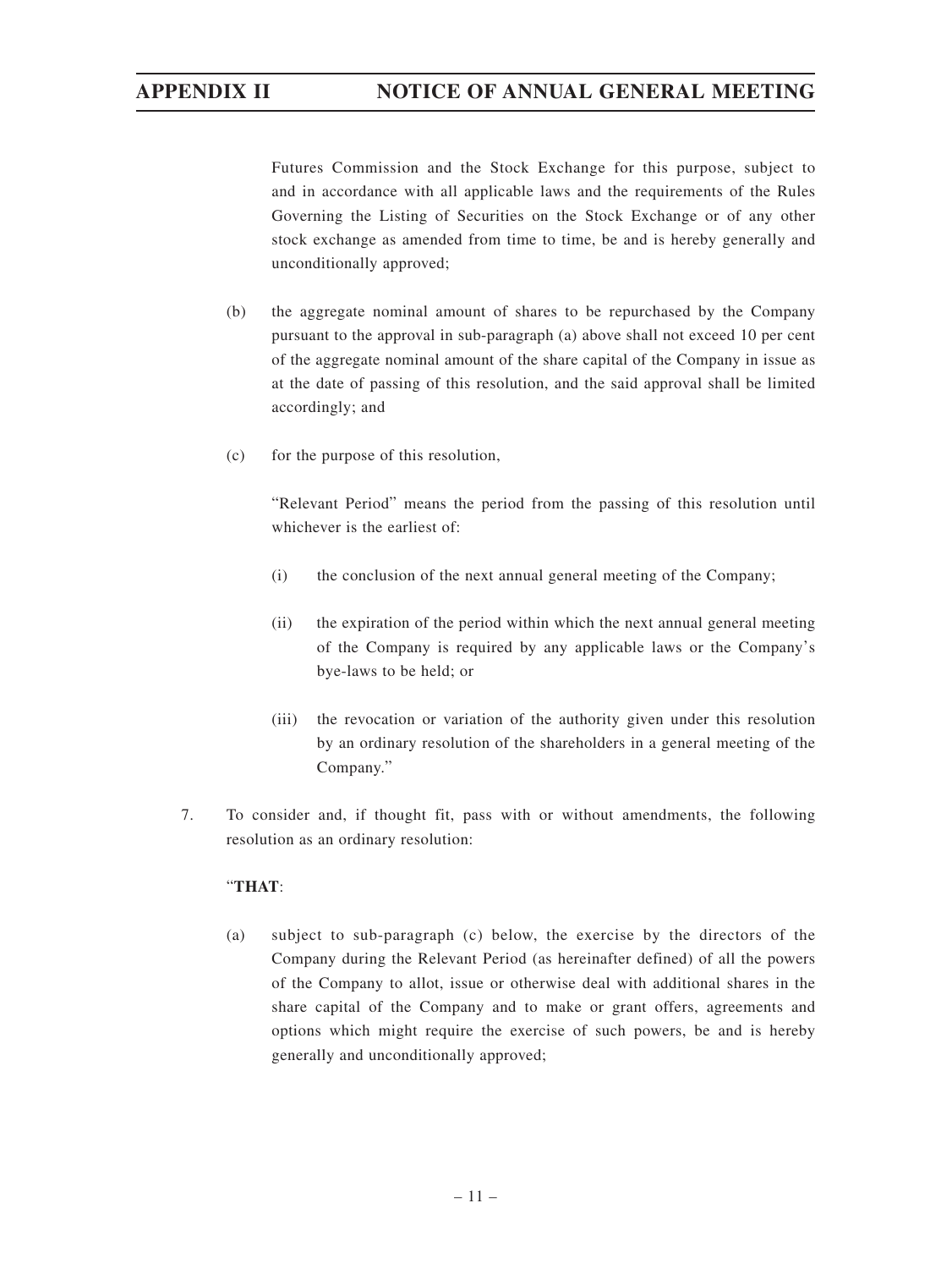Futures Commission and the Stock Exchange for this purpose, subject to and in accordance with all applicable laws and the requirements of the Rules Governing the Listing of Securities on the Stock Exchange or of any other stock exchange as amended from time to time, be and is hereby generally and unconditionally approved;

(b) the aggregate nominal amount of shares to be repurchased by the Company pursuant to the approval in sub-paragraph (a) above shall not exceed 10 per cent of the aggregate nominal amount of the share capital of the Company in issue as at the date of passing of this resolution, and the said approval shall be limited accordingly; and

(c) for the purpose of this resolution,

"Relevant Period" means the period from the passing of this resolution until whichever is the earliest of:

(i) the conclusion of the next annual general meeting of the Company;

(ii) the expiration of the period within which the next annual general meeting of the Company is required by any applicable laws or the Company's bye-laws to be held; or

(iii) the revocation or variation of the authority given under this resolution by an ordinary resolution of the shareholders in a general meeting of the Company."

7. To consider and, if thought fit, pass with or without amendments, the following resolution as an ordinary resolution:

"**THAT**:

(a) subject to sub-paragraph (c) below, the exercise by the directors of the Company during the Relevant Period (as hereinafter defined) of all the powers of the Company to allot, issue or otherwise deal with additional shares in the share capital of the Company and to make or grant offers, agreements and options which might require the exercise of such powers, be and is hereby generally and unconditionally approved;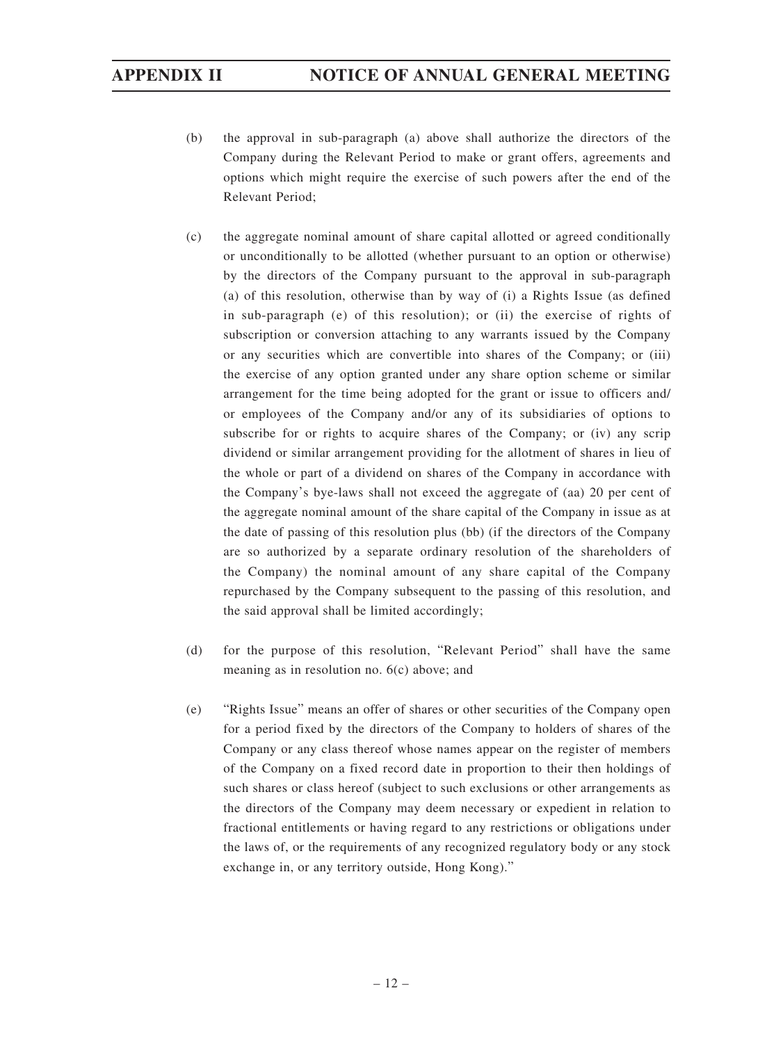(b) the approval in sub-paragraph (a) above shall authorize the directors of the Company during the Relevant Period to make or grant offers, agreements and options which might require the exercise of such powers after the end of the Relevant Period;

(c) the aggregate nominal amount of share capital allotted or agreed conditionally or unconditionally to be allotted (whether pursuant to an option or otherwise) by the directors of the Company pursuant to the approval in sub-paragraph (a) of this resolution, otherwise than by way of (i) a Rights Issue (as defined in sub-paragraph (e) of this resolution); or (ii) the exercise of rights of subscription or conversion attaching to any warrants issued by the Company or any securities which are convertible into shares of the Company; or (iii) the exercise of any option granted under any share option scheme or similar arrangement for the time being adopted for the grant or issue to officers and/ or employees of the Company and/or any of its subsidiaries of options to subscribe for or rights to acquire shares of the Company; or (iv) any scrip dividend or similar arrangement providing for the allotment of shares in lieu of the whole or part of a dividend on shares of the Company in accordance with the Company's bye-laws shall not exceed the aggregate of (aa) 20 per cent of the aggregate nominal amount of the share capital of the Company in issue as at the date of passing of this resolution plus (bb) (if the directors of the Company are so authorized by a separate ordinary resolution of the shareholders of the Company) the nominal amount of any share capital of the Company repurchased by the Company subsequent to the passing of this resolution, and the said approval shall be limited accordingly;

(d) for the purpose of this resolution, "Relevant Period" shall have the same meaning as in resolution no. 6(c) above; and

(e) "Rights Issue" means an offer of shares or other securities of the Company open for a period fixed by the directors of the Company to holders of shares of the Company or any class thereof whose names appear on the register of members of the Company on a fixed record date in proportion to their then holdings of such shares or class hereof (subject to such exclusions or other arrangements as the directors of the Company may deem necessary or expedient in relation to fractional entitlements or having regard to any restrictions or obligations under the laws of, or the requirements of any recognized regulatory body or any stock exchange in, or any territory outside, Hong Kong)."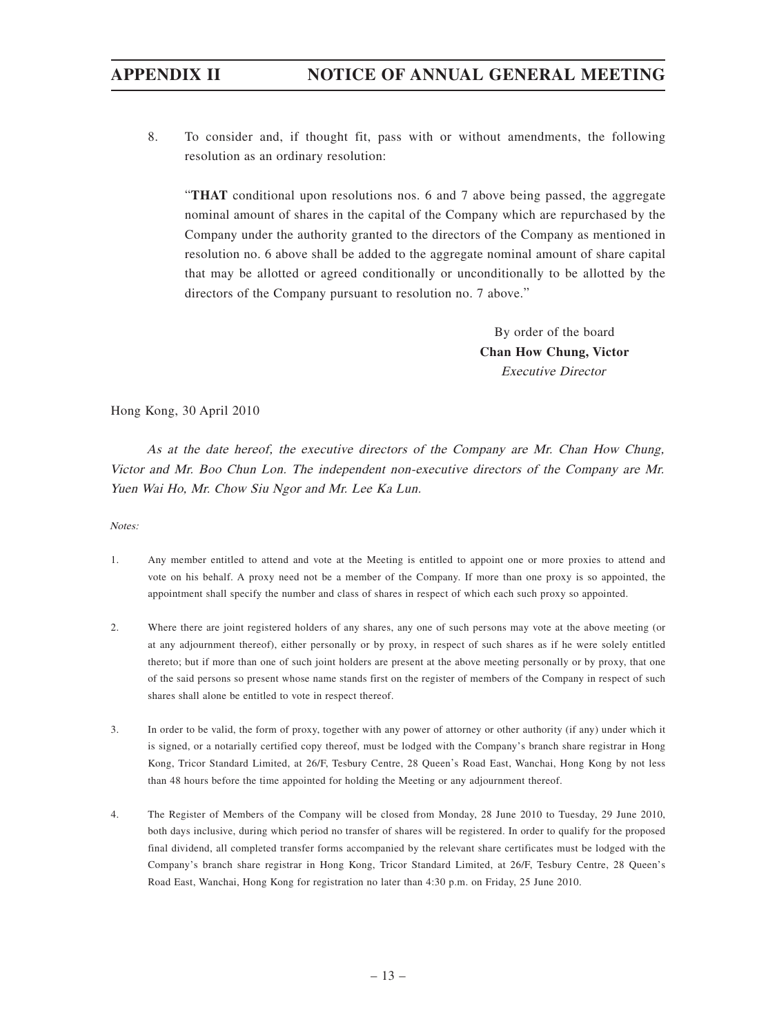8. To consider and, if thought fit, pass with or without amendments, the following resolution as an ordinary resolution:

   "**THAT** conditional upon resolutions nos. 6 and 7 above being passed, the aggregate nominal amount of shares in the capital of the Company which are repurchased by the Company under the authority granted to the directors of the Company as mentioned in resolution no. 6 above shall be added to the aggregate nominal amount of share capital that may be allotted or agreed conditionally or unconditionally to be allotted by the directors of the Company pursuant to resolution no. 7 above."

By order of the board
**Chan How Chung, Victor**
*Executive Director*

Hong Kong, 30 April 2010

*As at the date hereof, the executive directors of the Company are Mr. Chan How Chung, Victor and Mr. Boo Chun Lon. The independent non-executive directors of the Company are Mr. Yuen Wai Ho, Mr. Chow Siu Ngor and Mr. Lee Ka Lun.*

*Notes:*

1. Any member entitled to attend and vote at the Meeting is entitled to appoint one or more proxies to attend and vote on his behalf. A proxy need not be a member of the Company. If more than one proxy is so appointed, the appointment shall specify the number and class of shares in respect of which each such proxy so appointed.

2. Where there are joint registered holders of any shares, any one of such persons may vote at the above meeting (or at any adjournment thereof), either personally or by proxy, in respect of such shares as if he were solely entitled thereto; but if more than one of such joint holders are present at the above meeting personally or by proxy, that one of the said persons so present whose name stands first on the register of members of the Company in respect of such shares shall alone be entitled to vote in respect thereof.

3. In order to be valid, the form of proxy, together with any power of attorney or other authority (if any) under which it is signed, or a notarially certified copy thereof, must be lodged with the Company's branch share registrar in Hong Kong, Tricor Standard Limited, at 26/F, Tesbury Centre, 28 Queen's Road East, Wanchai, Hong Kong by not less than 48 hours before the time appointed for holding the Meeting or any adjournment thereof.

4. The Register of Members of the Company will be closed from Monday, 28 June 2010 to Tuesday, 29 June 2010, both days inclusive, during which period no transfer of shares will be registered. In order to qualify for the proposed final dividend, all completed transfer forms accompanied by the relevant share certificates must be lodged with the Company's branch share registrar in Hong Kong, Tricor Standard Limited, at 26/F, Tesbury Centre, 28 Queen's Road East, Wanchai, Hong Kong for registration no later than 4:30 p.m. on Friday, 25 June 2010.